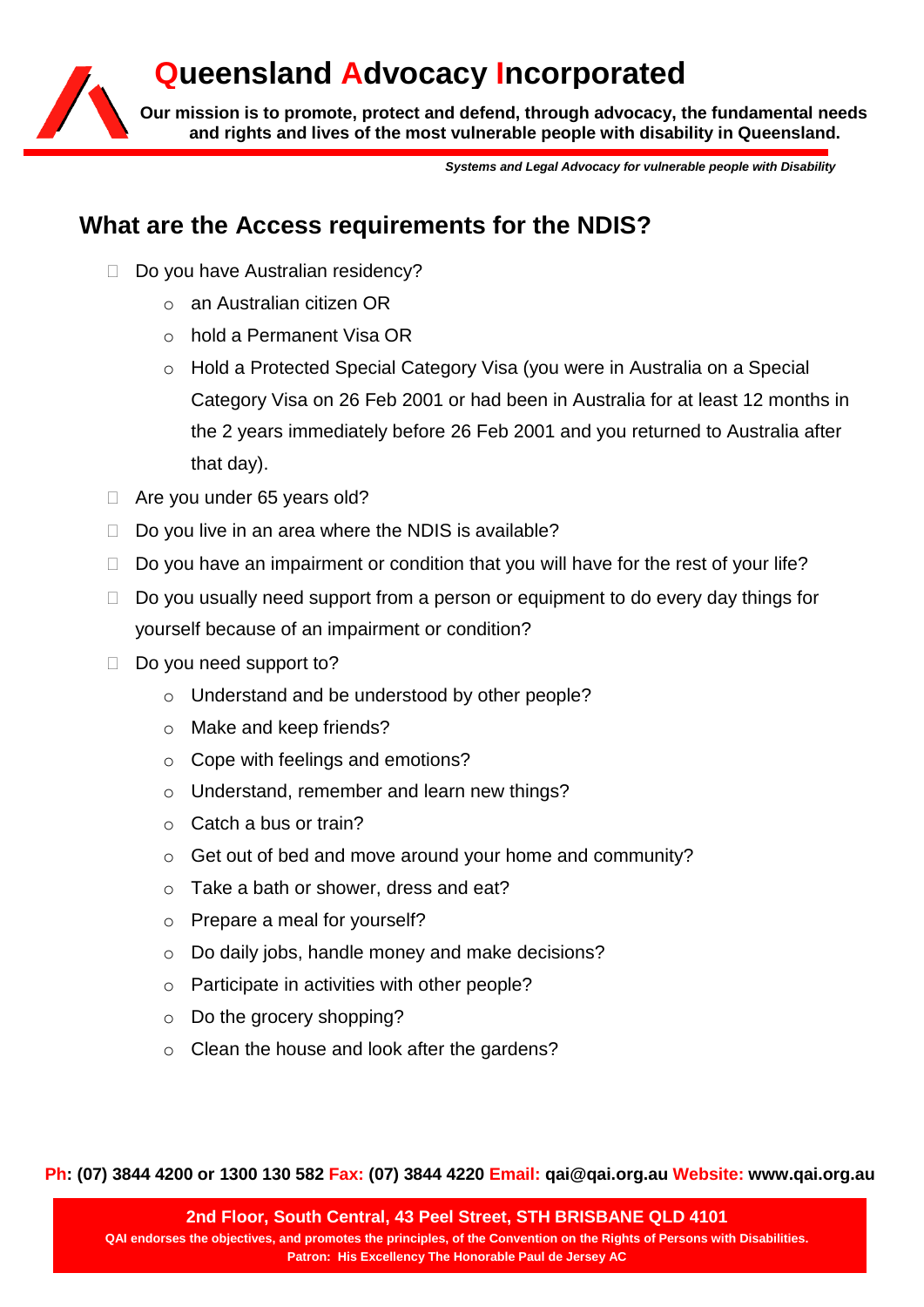# Queensland Advocacy Incorporated

**Our mission is to promote, protect and defend, through advocacy, the fundamental needs and rights and lives of the most vulnerable people with disability in Queensland.**

***Systems and Legal Advocacy for vulnerable people with Disability***

## What are the Access requirements for the NDIS?

- Do you have Australian residency?
  - an Australian citizen OR
  - hold a Permanent Visa OR
  - Hold a Protected Special Category Visa (you were in Australia on a Special Category Visa on 26 Feb 2001 or had been in Australia for at least 12 months in the 2 years immediately before 26 Feb 2001 and you returned to Australia after that day).
- Are you under 65 years old?
- Do you live in an area where the NDIS is available?
- Do you have an impairment or condition that you will have for the rest of your life?
- Do you usually need support from a person or equipment to do every day things for yourself because of an impairment or condition?
- Do you need support to?
  - Understand and be understood by other people?
  - Make and keep friends?
  - Cope with feelings and emotions?
  - Understand, remember and learn new things?
  - Catch a bus or train?
  - Get out of bed and move around your home and community?
  - Take a bath or shower, dress and eat?
  - Prepare a meal for yourself?
  - Do daily jobs, handle money and make decisions?
  - Participate in activities with other people?
  - Do the grocery shopping?
  - Clean the house and look after the gardens?

**Ph: (07) 3844 4200 or 1300 130 582 Fax: (07) 3844 4220 Email: qai@qai.org.au Website: www.qai.org.au**

**2nd Floor, South Central, 43 Peel Street, STH BRISBANE QLD 4101**

**QAI endorses the objectives, and promotes the principles, of the Convention on the Rights of Persons with Disabilities.**

**Patron: His Excellency The Honorable Paul de Jersey AC**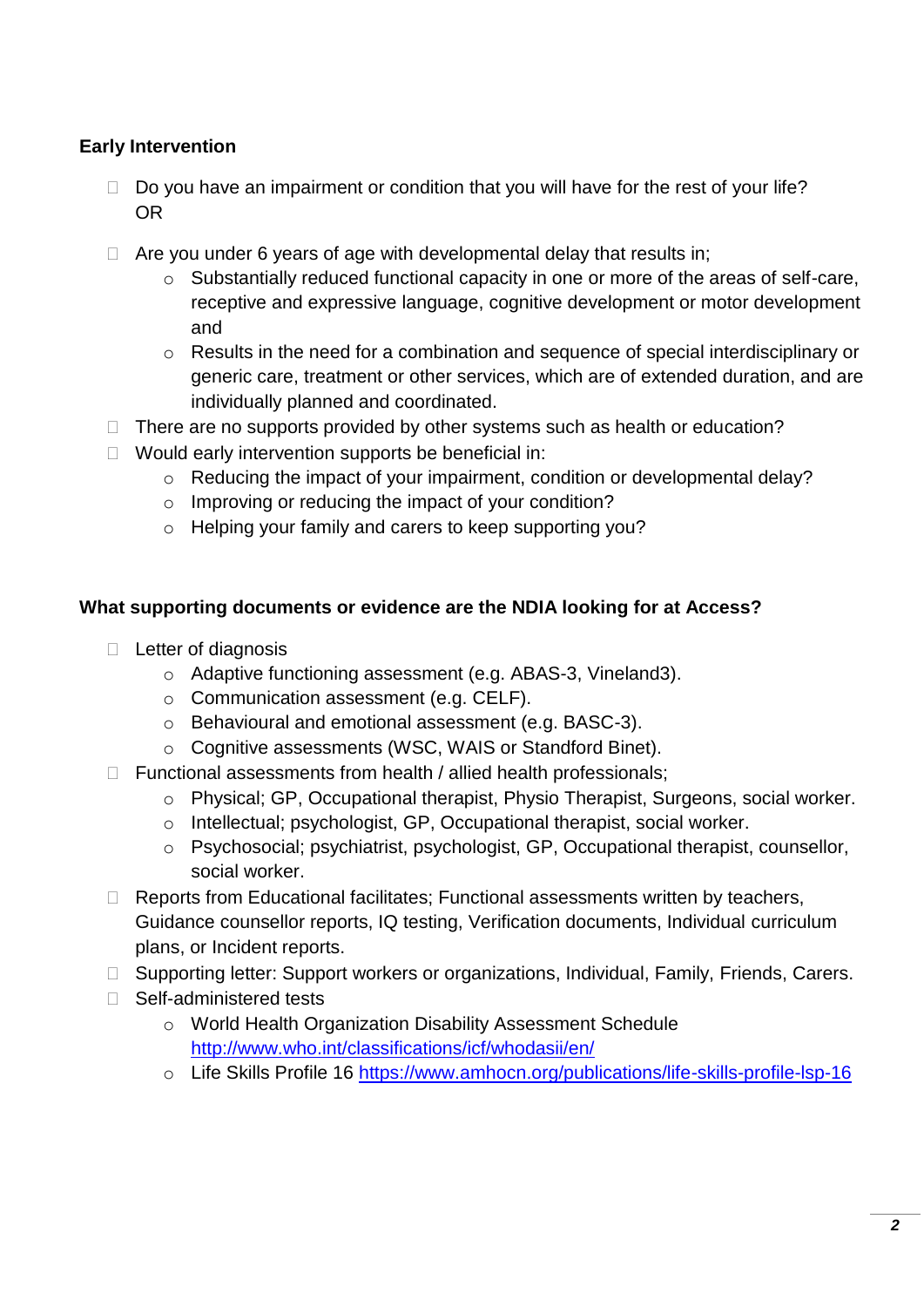**Early Intervention**

- Do you have an impairment or condition that you will have for the rest of your life? OR
- Are you under 6 years of age with developmental delay that results in;
  - Substantially reduced functional capacity in one or more of the areas of self-care, receptive and expressive language, cognitive development or motor development and
  - Results in the need for a combination and sequence of special interdisciplinary or generic care, treatment or other services, which are of extended duration, and are individually planned and coordinated.
- There are no supports provided by other systems such as health or education?
- Would early intervention supports be beneficial in:
  - Reducing the impact of your impairment, condition or developmental delay?
  - Improving or reducing the impact of your condition?
  - Helping your family and carers to keep supporting you?

**What supporting documents or evidence are the NDIA looking for at Access?**

- Letter of diagnosis
  - Adaptive functioning assessment (e.g. ABAS-3, Vineland3).
  - Communication assessment (e.g. CELF).
  - Behavioural and emotional assessment (e.g. BASC-3).
  - Cognitive assessments (WSC, WAIS or Standford Binet).
- Functional assessments from health / allied health professionals;
  - Physical; GP, Occupational therapist, Physio Therapist, Surgeons, social worker.
  - Intellectual; psychologist, GP, Occupational therapist, social worker.
  - Psychosocial; psychiatrist, psychologist, GP, Occupational therapist, counsellor, social worker.
- Reports from Educational facilitates; Functional assessments written by teachers, Guidance counsellor reports, IQ testing, Verification documents, Individual curriculum plans, or Incident reports.
- Supporting letter: Support workers or organizations, Individual, Family, Friends, Carers.
- Self-administered tests
  - World Health Organization Disability Assessment Schedule http://www.who.int/classifications/icf/whodasii/en/
  - Life Skills Profile 16 https://www.amhocn.org/publications/life-skills-profile-lsp-16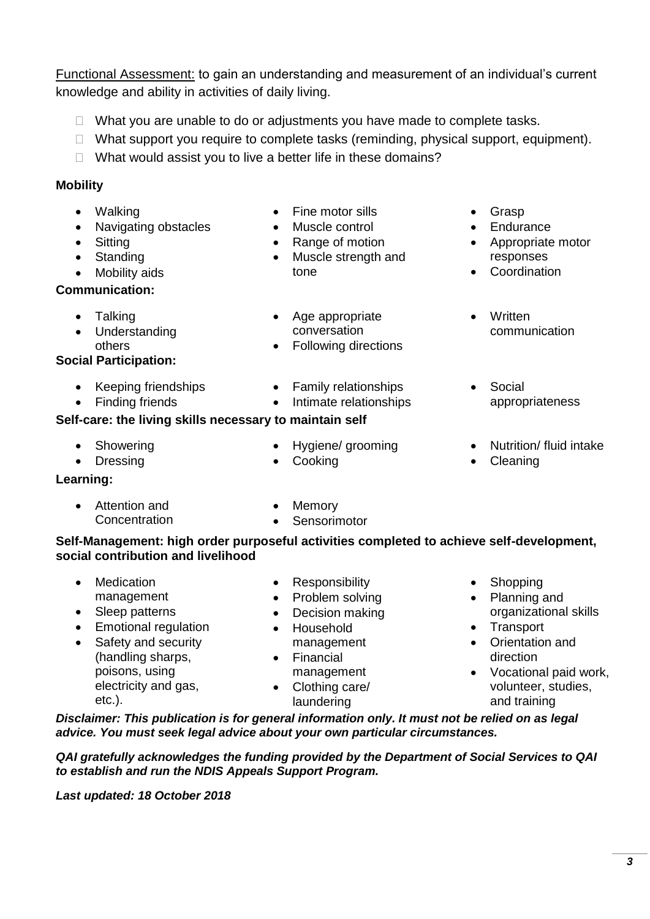Functional Assessment: to gain an understanding and measurement of an individual's current knowledge and ability in activities of daily living.

- What you are unable to do or adjustments you have made to complete tasks.
- What support you require to complete tasks (reminding, physical support, equipment).
- What would assist you to live a better life in these domains?

**Mobility**

- Walking
- Navigating obstacles
- Sitting
- Standing
- Mobility aids
- Fine motor sills
- Muscle control
- Range of motion
- Muscle strength and tone
- Grasp
- Endurance
- Appropriate motor responses
- Coordination

**Communication:**

- Talking
- Understanding others
- Age appropriate conversation
- Following directions
- Written communication

**Social Participation:**

- Keeping friendships
- Finding friends
- Family relationships
- Intimate relationships
- Social appropriateness

**Self-care: the living skills necessary to maintain self**

- Showering
- Dressing
- Hygiene/ grooming
- Cooking
- Nutrition/ fluid intake
- Cleaning

**Learning:**

- Attention and Concentration
- Memory
- Sensorimotor

**Self-Management: high order purposeful activities completed to achieve self-development, social contribution and livelihood**

- Medication management
- Sleep patterns
- Emotional regulation
- Safety and security (handling sharps, poisons, using electricity and gas, etc.).
- Responsibility
- Problem solving
- Decision making
- Household management
- Financial management
- Clothing care/ laundering
- Shopping
- Planning and organizational skills
- Transport
- Orientation and direction
- Vocational paid work, volunteer, studies, and training

***Disclaimer: This publication is for general information only. It must not be relied on as legal advice. You must seek legal advice about your own particular circumstances.***

***QAI gratefully acknowledges the funding provided by the Department of Social Services to QAI to establish and run the NDIS Appeals Support Program.***

***Last updated: 18 October 2018***